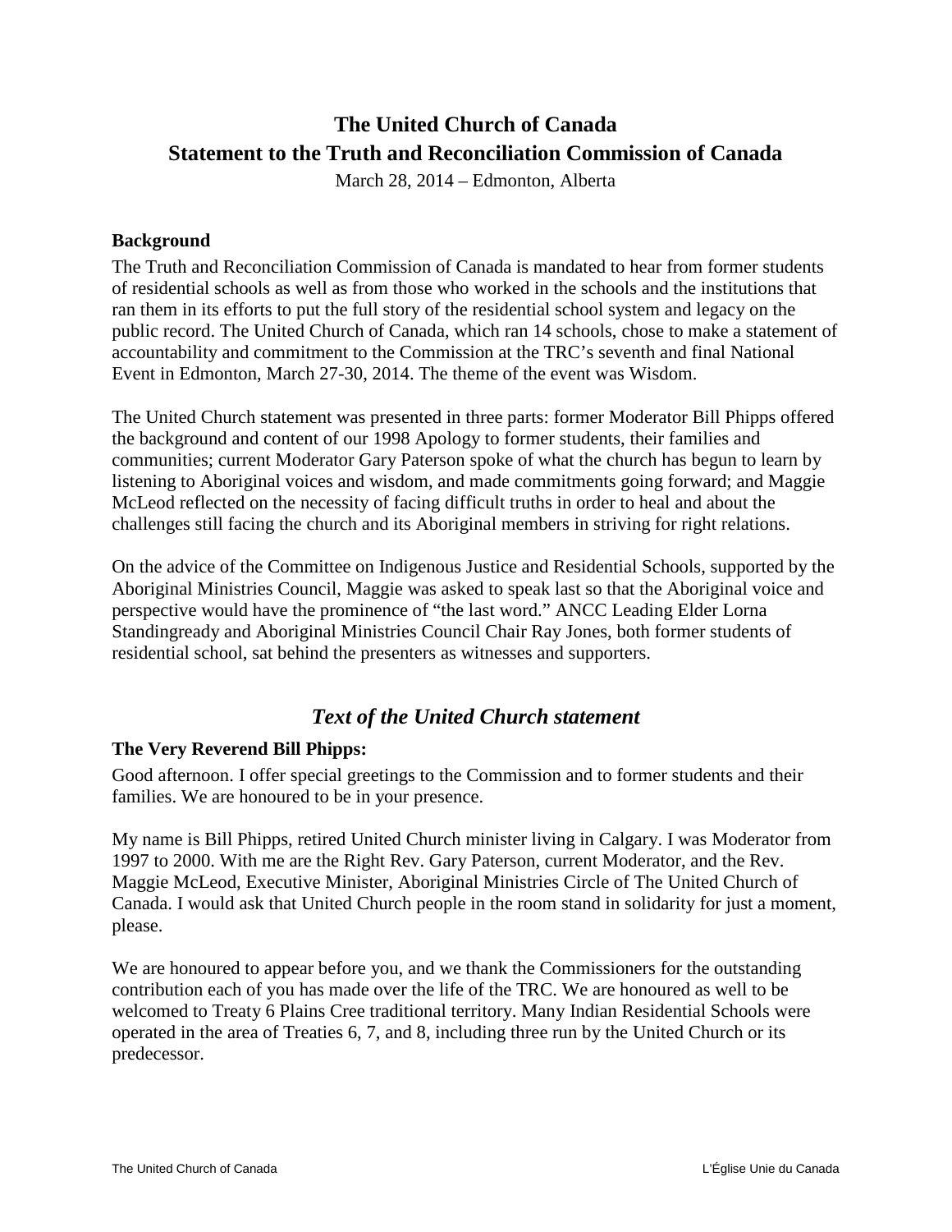# The United Church of Canada
# Statement to the Truth and Reconciliation Commission of Canada

March 28, 2014 – Edmonton, Alberta

### Background

The Truth and Reconciliation Commission of Canada is mandated to hear from former students of residential schools as well as from those who worked in the schools and the institutions that ran them in its efforts to put the full story of the residential school system and legacy on the public record. The United Church of Canada, which ran 14 schools, chose to make a statement of accountability and commitment to the Commission at the TRC's seventh and final National Event in Edmonton, March 27-30, 2014. The theme of the event was Wisdom.

The United Church statement was presented in three parts: former Moderator Bill Phipps offered the background and content of our 1998 Apology to former students, their families and communities; current Moderator Gary Paterson spoke of what the church has begun to learn by listening to Aboriginal voices and wisdom, and made commitments going forward; and Maggie McLeod reflected on the necessity of facing difficult truths in order to heal and about the challenges still facing the church and its Aboriginal members in striving for right relations.

On the advice of the Committee on Indigenous Justice and Residential Schools, supported by the Aboriginal Ministries Council, Maggie was asked to speak last so that the Aboriginal voice and perspective would have the prominence of "the last word." ANCC Leading Elder Lorna Standingready and Aboriginal Ministries Council Chair Ray Jones, both former students of residential school, sat behind the presenters as witnesses and supporters.

## *Text of the United Church statement*

### The Very Reverend Bill Phipps:

Good afternoon. I offer special greetings to the Commission and to former students and their families. We are honoured to be in your presence.

My name is Bill Phipps, retired United Church minister living in Calgary. I was Moderator from 1997 to 2000. With me are the Right Rev. Gary Paterson, current Moderator, and the Rev. Maggie McLeod, Executive Minister, Aboriginal Ministries Circle of The United Church of Canada. I would ask that United Church people in the room stand in solidarity for just a moment, please.

We are honoured to appear before you, and we thank the Commissioners for the outstanding contribution each of you has made over the life of the TRC. We are honoured as well to be welcomed to Treaty 6 Plains Cree traditional territory. Many Indian Residential Schools were operated in the area of Treaties 6, 7, and 8, including three run by the United Church or its predecessor.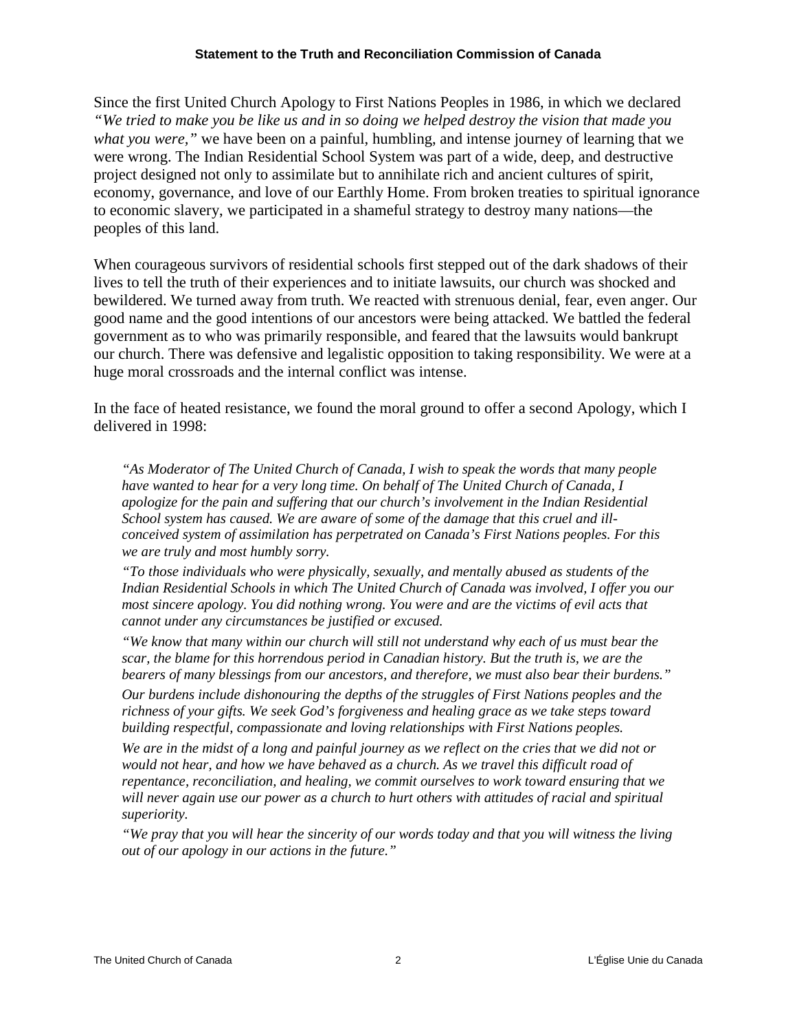Since the first United Church Apology to First Nations Peoples in 1986, in which we declared *"We tried to make you be like us and in so doing we helped destroy the vision that made you what you were,"* we have been on a painful, humbling, and intense journey of learning that we were wrong. The Indian Residential School System was part of a wide, deep, and destructive project designed not only to assimilate but to annihilate rich and ancient cultures of spirit, economy, governance, and love of our Earthly Home. From broken treaties to spiritual ignorance to economic slavery, we participated in a shameful strategy to destroy many nations—the peoples of this land.

When courageous survivors of residential schools first stepped out of the dark shadows of their lives to tell the truth of their experiences and to initiate lawsuits, our church was shocked and bewildered. We turned away from truth. We reacted with strenuous denial, fear, even anger. Our good name and the good intentions of our ancestors were being attacked. We battled the federal government as to who was primarily responsible, and feared that the lawsuits would bankrupt our church. There was defensive and legalistic opposition to taking responsibility. We were at a huge moral crossroads and the internal conflict was intense.

In the face of heated resistance, we found the moral ground to offer a second Apology, which I delivered in 1998:

> *"As Moderator of The United Church of Canada, I wish to speak the words that many people have wanted to hear for a very long time. On behalf of The United Church of Canada, I apologize for the pain and suffering that our church's involvement in the Indian Residential School system has caused. We are aware of some of the damage that this cruel and ill-conceived system of assimilation has perpetrated on Canada's First Nations peoples. For this we are truly and most humbly sorry.*
>
> *"To those individuals who were physically, sexually, and mentally abused as students of the Indian Residential Schools in which The United Church of Canada was involved, I offer you our most sincere apology. You did nothing wrong. You were and are the victims of evil acts that cannot under any circumstances be justified or excused.*
>
> *"We know that many within our church will still not understand why each of us must bear the scar, the blame for this horrendous period in Canadian history. But the truth is, we are the bearers of many blessings from our ancestors, and therefore, we must also bear their burdens."*
>
> *Our burdens include dishonouring the depths of the struggles of First Nations peoples and the richness of your gifts. We seek God's forgiveness and healing grace as we take steps toward building respectful, compassionate and loving relationships with First Nations peoples.*
>
> *We are in the midst of a long and painful journey as we reflect on the cries that we did not or would not hear, and how we have behaved as a church. As we travel this difficult road of repentance, reconciliation, and healing, we commit ourselves to work toward ensuring that we will never again use our power as a church to hurt others with attitudes of racial and spiritual superiority.*
>
> *"We pray that you will hear the sincerity of our words today and that you will witness the living out of our apology in our actions in the future."*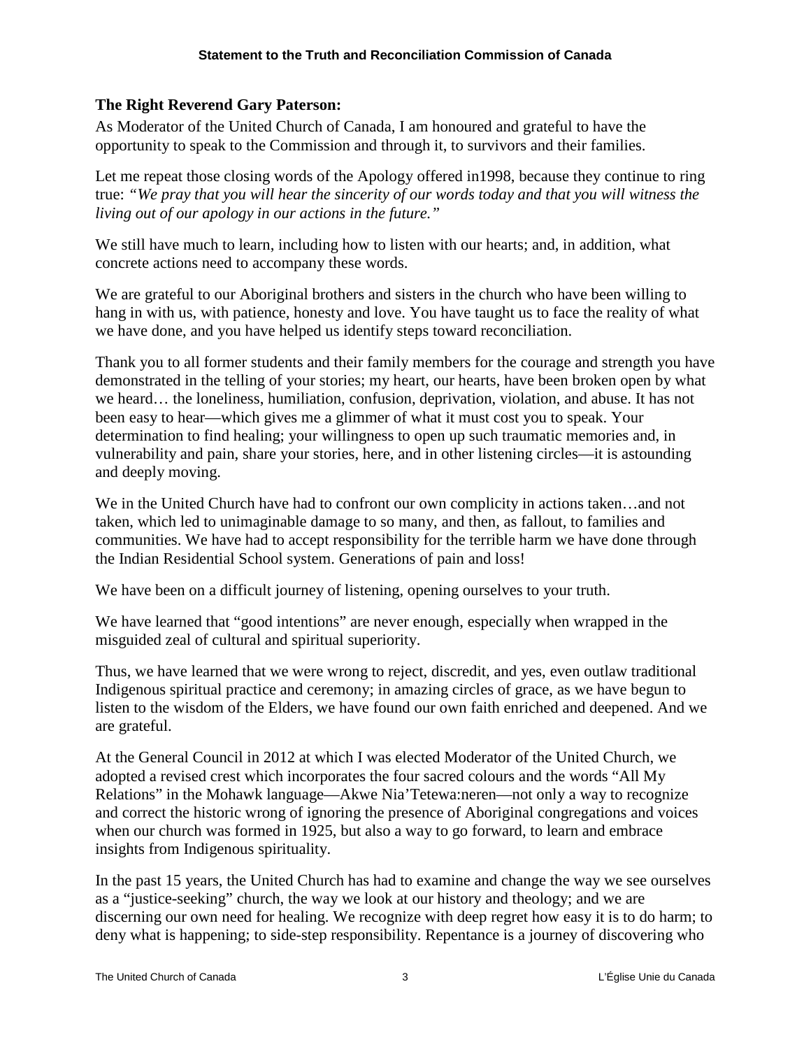**The Right Reverend Gary Paterson:**

As Moderator of the United Church of Canada, I am honoured and grateful to have the opportunity to speak to the Commission and through it, to survivors and their families.

Let me repeat those closing words of the Apology offered in1998, because they continue to ring true: *"We pray that you will hear the sincerity of our words today and that you will witness the living out of our apology in our actions in the future."*

We still have much to learn, including how to listen with our hearts; and, in addition, what concrete actions need to accompany these words.

We are grateful to our Aboriginal brothers and sisters in the church who have been willing to hang in with us, with patience, honesty and love. You have taught us to face the reality of what we have done, and you have helped us identify steps toward reconciliation.

Thank you to all former students and their family members for the courage and strength you have demonstrated in the telling of your stories; my heart, our hearts, have been broken open by what we heard… the loneliness, humiliation, confusion, deprivation, violation, and abuse. It has not been easy to hear—which gives me a glimmer of what it must cost you to speak. Your determination to find healing; your willingness to open up such traumatic memories and, in vulnerability and pain, share your stories, here, and in other listening circles—it is astounding and deeply moving.

We in the United Church have had to confront our own complicity in actions taken…and not taken, which led to unimaginable damage to so many, and then, as fallout, to families and communities. We have had to accept responsibility for the terrible harm we have done through the Indian Residential School system. Generations of pain and loss!

We have been on a difficult journey of listening, opening ourselves to your truth.

We have learned that "good intentions" are never enough, especially when wrapped in the misguided zeal of cultural and spiritual superiority.

Thus, we have learned that we were wrong to reject, discredit, and yes, even outlaw traditional Indigenous spiritual practice and ceremony; in amazing circles of grace, as we have begun to listen to the wisdom of the Elders, we have found our own faith enriched and deepened. And we are grateful.

At the General Council in 2012 at which I was elected Moderator of the United Church, we adopted a revised crest which incorporates the four sacred colours and the words "All My Relations" in the Mohawk language—Akwe Nia'Tetewa:neren—not only a way to recognize and correct the historic wrong of ignoring the presence of Aboriginal congregations and voices when our church was formed in 1925, but also a way to go forward, to learn and embrace insights from Indigenous spirituality.

In the past 15 years, the United Church has had to examine and change the way we see ourselves as a "justice-seeking" church, the way we look at our history and theology; and we are discerning our own need for healing. We recognize with deep regret how easy it is to do harm; to deny what is happening; to side-step responsibility. Repentance is a journey of discovering who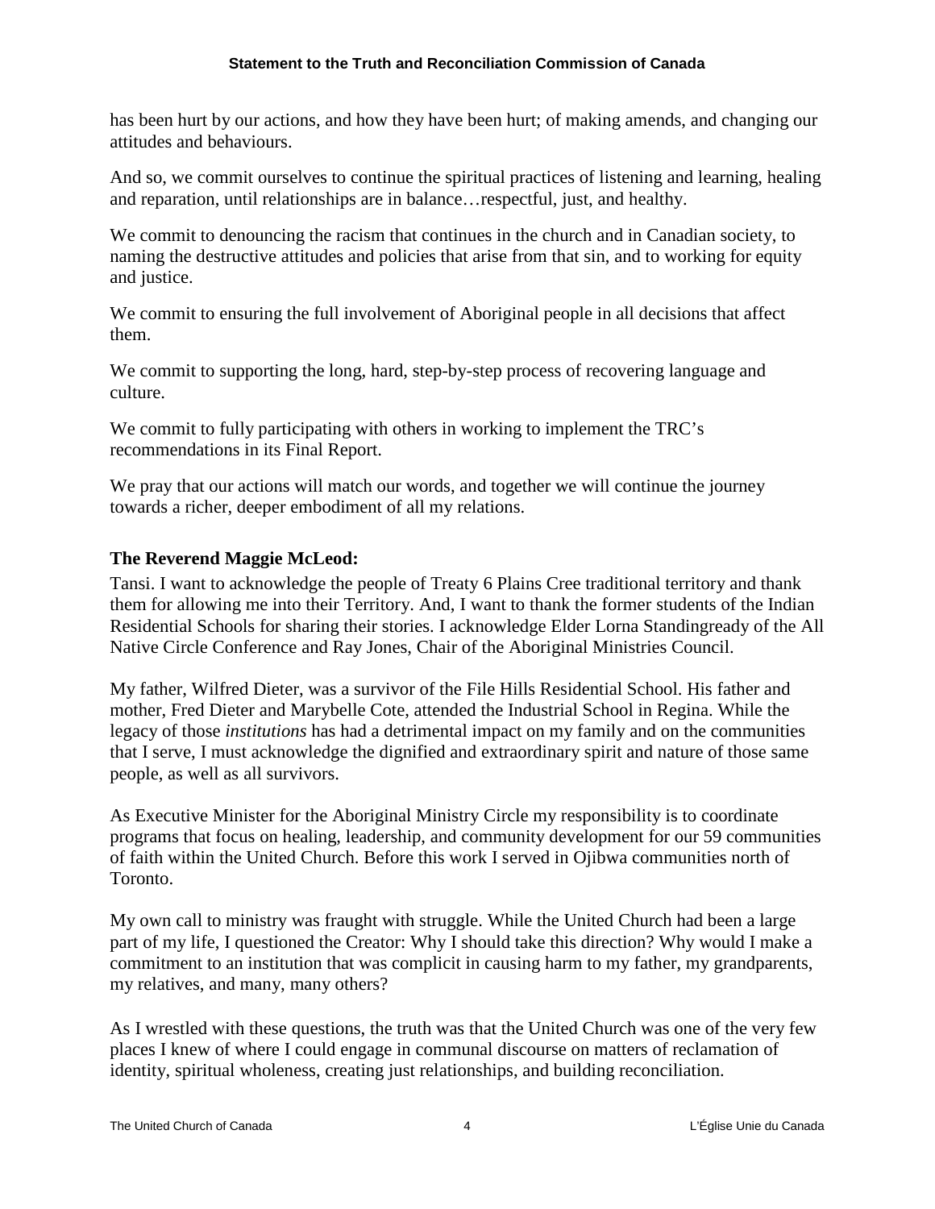has been hurt by our actions, and how they have been hurt; of making amends, and changing our attitudes and behaviours.

And so, we commit ourselves to continue the spiritual practices of listening and learning, healing and reparation, until relationships are in balance…respectful, just, and healthy.

We commit to denouncing the racism that continues in the church and in Canadian society, to naming the destructive attitudes and policies that arise from that sin, and to working for equity and justice.

We commit to ensuring the full involvement of Aboriginal people in all decisions that affect them.

We commit to supporting the long, hard, step-by-step process of recovering language and culture.

We commit to fully participating with others in working to implement the TRC's recommendations in its Final Report.

We pray that our actions will match our words, and together we will continue the journey towards a richer, deeper embodiment of all my relations.

### The Reverend Maggie McLeod:

Tansi. I want to acknowledge the people of Treaty 6 Plains Cree traditional territory and thank them for allowing me into their Territory. And, I want to thank the former students of the Indian Residential Schools for sharing their stories. I acknowledge Elder Lorna Standingready of the All Native Circle Conference and Ray Jones, Chair of the Aboriginal Ministries Council.

My father, Wilfred Dieter, was a survivor of the File Hills Residential School. His father and mother, Fred Dieter and Marybelle Cote, attended the Industrial School in Regina. While the legacy of those *institutions* has had a detrimental impact on my family and on the communities that I serve, I must acknowledge the dignified and extraordinary spirit and nature of those same people, as well as all survivors.

As Executive Minister for the Aboriginal Ministry Circle my responsibility is to coordinate programs that focus on healing, leadership, and community development for our 59 communities of faith within the United Church. Before this work I served in Ojibwa communities north of Toronto.

My own call to ministry was fraught with struggle. While the United Church had been a large part of my life, I questioned the Creator: Why I should take this direction? Why would I make a commitment to an institution that was complicit in causing harm to my father, my grandparents, my relatives, and many, many others?

As I wrestled with these questions, the truth was that the United Church was one of the very few places I knew of where I could engage in communal discourse on matters of reclamation of identity, spiritual wholeness, creating just relationships, and building reconciliation.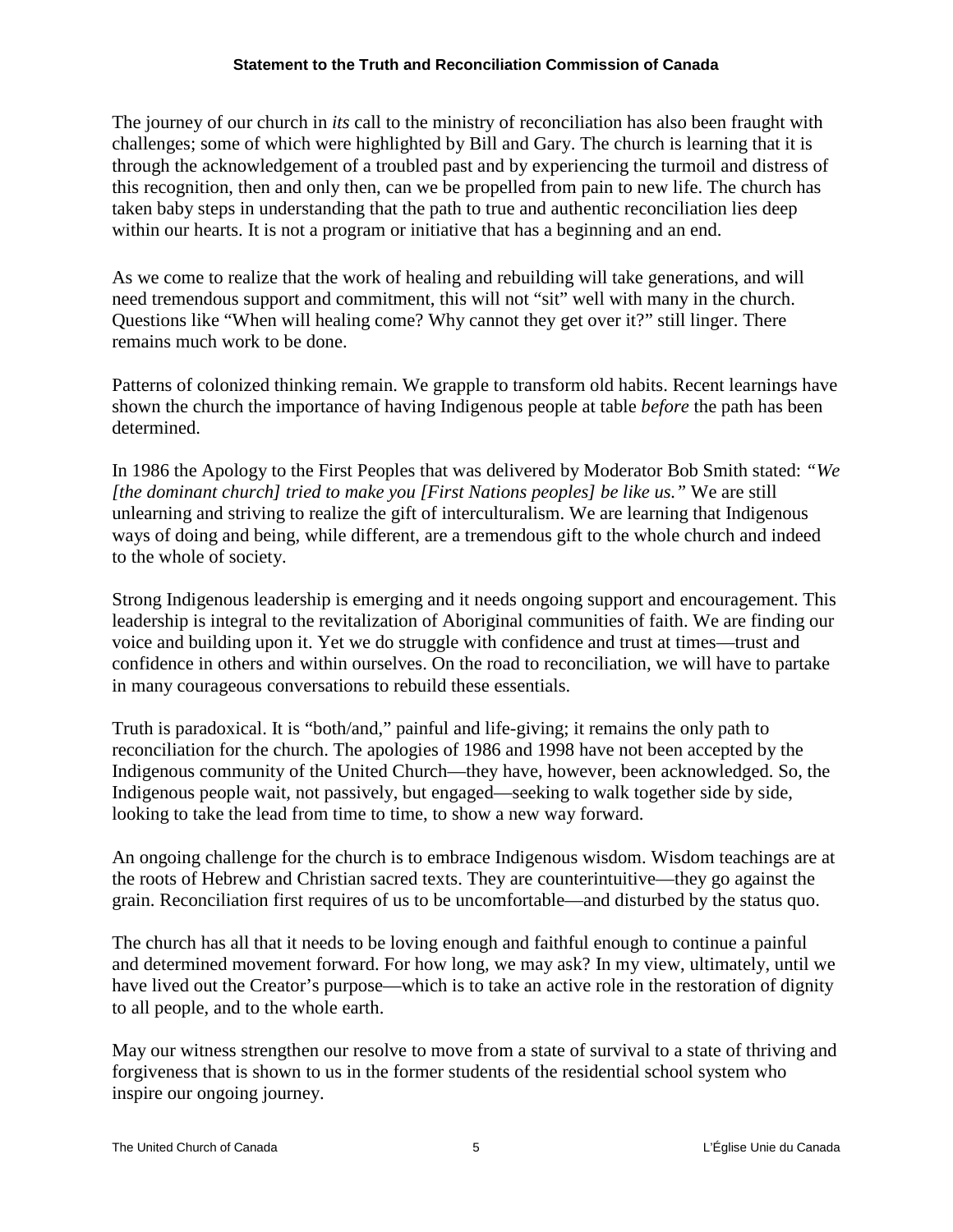The journey of our church in *its* call to the ministry of reconciliation has also been fraught with challenges; some of which were highlighted by Bill and Gary. The church is learning that it is through the acknowledgement of a troubled past and by experiencing the turmoil and distress of this recognition, then and only then, can we be propelled from pain to new life. The church has taken baby steps in understanding that the path to true and authentic reconciliation lies deep within our hearts. It is not a program or initiative that has a beginning and an end.

As we come to realize that the work of healing and rebuilding will take generations, and will need tremendous support and commitment, this will not "sit" well with many in the church. Questions like "When will healing come? Why cannot they get over it?" still linger. There remains much work to be done.

Patterns of colonized thinking remain. We grapple to transform old habits. Recent learnings have shown the church the importance of having Indigenous people at table *before* the path has been determined.

In 1986 the Apology to the First Peoples that was delivered by Moderator Bob Smith stated: *"We [the dominant church] tried to make you [First Nations peoples] be like us."* We are still unlearning and striving to realize the gift of interculturalism. We are learning that Indigenous ways of doing and being, while different, are a tremendous gift to the whole church and indeed to the whole of society.

Strong Indigenous leadership is emerging and it needs ongoing support and encouragement. This leadership is integral to the revitalization of Aboriginal communities of faith. We are finding our voice and building upon it. Yet we do struggle with confidence and trust at times—trust and confidence in others and within ourselves. On the road to reconciliation, we will have to partake in many courageous conversations to rebuild these essentials.

Truth is paradoxical. It is "both/and," painful and life-giving; it remains the only path to reconciliation for the church. The apologies of 1986 and 1998 have not been accepted by the Indigenous community of the United Church—they have, however, been acknowledged. So, the Indigenous people wait, not passively, but engaged—seeking to walk together side by side, looking to take the lead from time to time, to show a new way forward.

An ongoing challenge for the church is to embrace Indigenous wisdom. Wisdom teachings are at the roots of Hebrew and Christian sacred texts. They are counterintuitive—they go against the grain. Reconciliation first requires of us to be uncomfortable—and disturbed by the status quo.

The church has all that it needs to be loving enough and faithful enough to continue a painful and determined movement forward. For how long, we may ask? In my view, ultimately, until we have lived out the Creator's purpose—which is to take an active role in the restoration of dignity to all people, and to the whole earth.

May our witness strengthen our resolve to move from a state of survival to a state of thriving and forgiveness that is shown to us in the former students of the residential school system who inspire our ongoing journey.